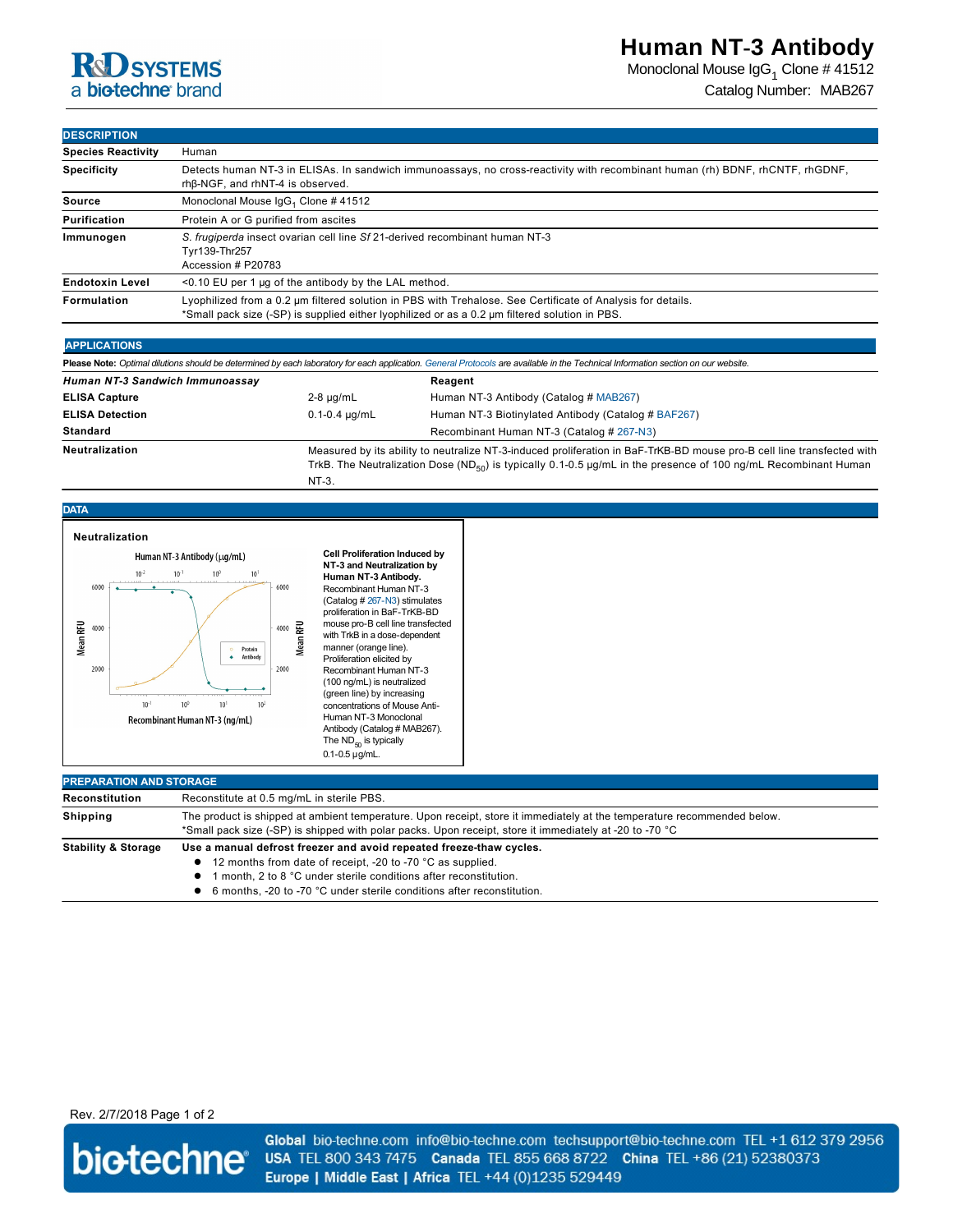# Human NT-3 Antibody

Monoclonal Mouse $IgG_1$ Clone # 41512

Catalog Number: MAB267

## DESCRIPTION

| | |
|---|---|
| **Species Reactivity** | Human |
| **Specificity** | Detects human NT-3 in ELISAs. In sandwich immunoassays, no cross-reactivity with recombinant human (rh) BDNF, rhCNTF, rhGDNF, rhβ-NGF, and rhNT-4 is observed. |
| **Source** | Monoclonal Mouse $IgG_1$ Clone # 41512 |
| **Purification** | Protein A or G purified from ascites |
| **Immunogen** | *S. frugiperda* insect ovarian cell line *Sf* 21-derived recombinant human NT-3<br>Tyr139-Thr257<br>Accession # P20783 |
| **Endotoxin Level** | <0.10 EU per 1 μg of the antibody by the LAL method. |
| **Formulation** | Lyophilized from a 0.2 μm filtered solution in PBS with Trehalose. See Certificate of Analysis for details.<br>*Small pack size (-SP) is supplied either lyophilized or as a 0.2 μm filtered solution in PBS. |

## APPLICATIONS

**Please Note:** *Optimal dilutions should be determined by each laboratory for each application. General Protocols are available in the Technical Information section on our website.*

| ***Human NT-3 Sandwich Immunoassay*** | | **Reagent** |
|---|---|---|
| **ELISA Capture** | 2-8 μg/mL | Human NT-3 Antibody (Catalog # MAB267) |
| **ELISA Detection** | 0.1-0.4 μg/mL | Human NT-3 Biotinylated Antibody (Catalog # BAF267) |
| **Standard** | | Recombinant Human NT-3 (Catalog # 267-N3) |

**Neutralization**: Measured by its ability to neutralize NT-3-induced proliferation in BaF-TrKB-BD mouse pro-B cell line transfected with TrkB. The Neutralization Dose ($ND_{50}$) is typically 0.1-0.5 μg/mL in the presence of 100 ng/mL Recombinant Human NT-3.

## DATA

**Neutralization**

**Cell Proliferation Induced by NT-3 and Neutralization by Human NT-3 Antibody.** Recombinant Human NT-3 (Catalog # 267-N3) stimulates proliferation in BaF-TrKB-BD mouse pro-B cell line transfected with TrkB in a dose-dependent manner (orange line). Proliferation elicited by Recombinant Human NT-3 (100 ng/mL) is neutralized (green line) by increasing concentrations of Mouse Anti-Human NT-3 Monoclonal Antibody (Catalog # MAB267). The $ND_{50}$ is typically 0.1-0.5 μg/mL.

## PREPARATION AND STORAGE

| | |
|---|---|
| **Reconstitution** | Reconstitute at 0.5 mg/mL in sterile PBS. |
| **Shipping** | The product is shipped at ambient temperature. Upon receipt, store it immediately at the temperature recommended below.<br>*Small pack size (-SP) is shipped with polar packs. Upon receipt, store it immediately at -20 to -70 °C |
| **Stability & Storage** | **Use a manual defrost freezer and avoid repeated freeze-thaw cycles.**<br>● 12 months from date of receipt, -20 to -70 °C as supplied.<br>● 1 month, 2 to 8 °C under sterile conditions after reconstitution.<br>● 6 months, -20 to -70 °C under sterile conditions after reconstitution. |

Rev. 2/7/2018

**Global** bio-techne.com info@bio-techne.com techsupport@bio-techne.com TEL +1 612 379 2956
**USA** TEL 800 343 7475 **Canada** TEL 855 668 8722 **China** TEL +86 (21) 52380373
**Europe | Middle East | Africa** TEL +44 (0)1235 529449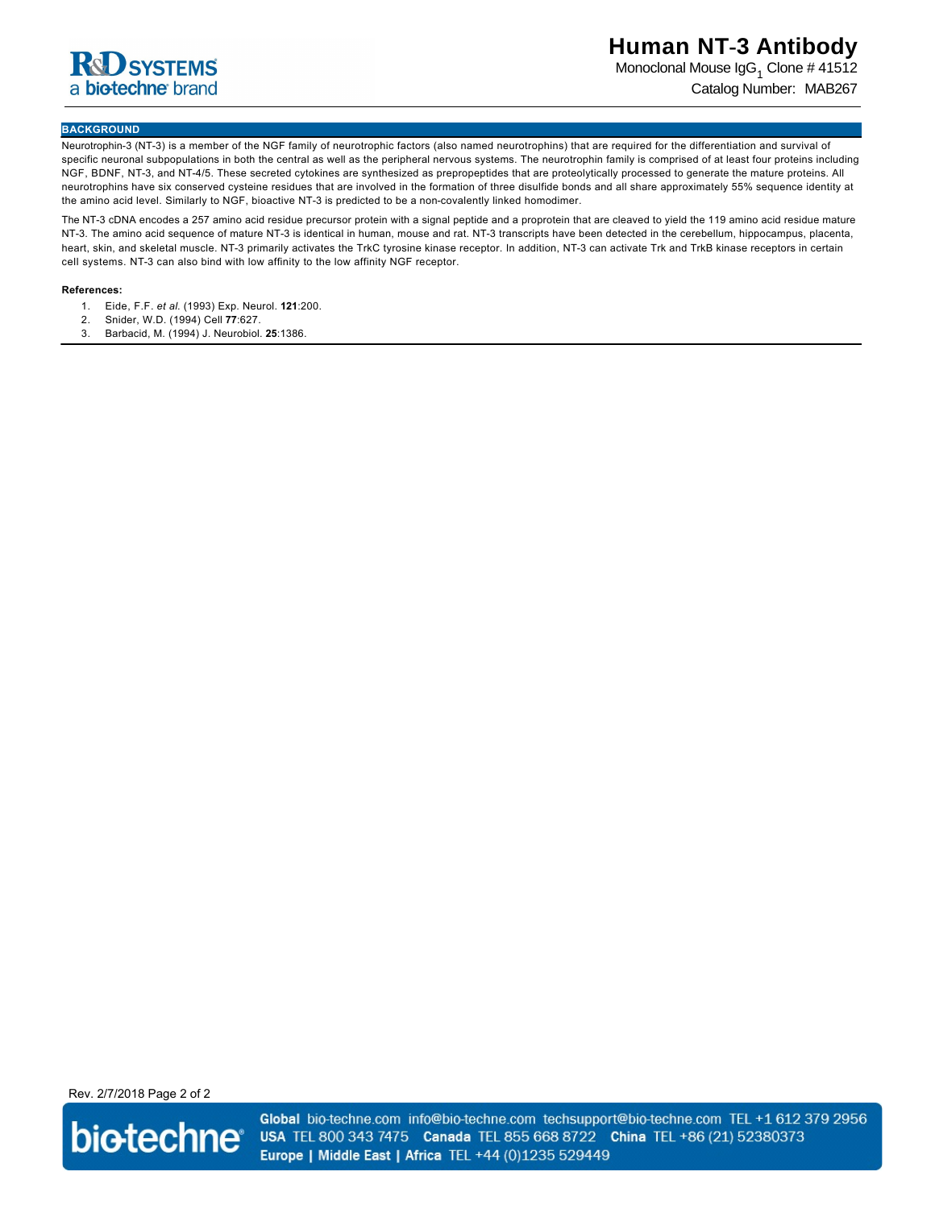# Human NT-3 Antibody

Monoclonal Mouse $IgG_1$ Clone # 41512

Catalog Number: MAB267

## BACKGROUND

Neurotrophin-3 (NT-3) is a member of the NGF family of neurotrophic factors (also named neurotrophins) that are required for the differentiation and survival of specific neuronal subpopulations in both the central as well as the peripheral nervous systems. The neurotrophin family is comprised of at least four proteins including NGF, BDNF, NT-3, and NT-4/5. These secreted cytokines are synthesized as prepropeptides that are proteolytically processed to generate the mature proteins. All neurotrophins have six conserved cysteine residues that are involved in the formation of three disulfide bonds and all share approximately 55% sequence identity at the amino acid level. Similarly to NGF, bioactive NT-3 is predicted to be a non-covalently linked homodimer.

The NT-3 cDNA encodes a 257 amino acid residue precursor protein with a signal peptide and a proprotein that are cleaved to yield the 119 amino acid residue mature NT-3. The amino acid sequence of mature NT-3 is identical in human, mouse and rat. NT-3 transcripts have been detected in the cerebellum, hippocampus, placenta, heart, skin, and skeletal muscle. NT-3 primarily activates the TrkC tyrosine kinase receptor. In addition, NT-3 can activate Trk and TrkB kinase receptors in certain cell systems. NT-3 can also bind with low affinity to the low affinity NGF receptor.

**References:**

1. Eide, F.F. *et al.* (1993) Exp. Neurol. **121**:200.
2. Snider, W.D. (1994) Cell **77**:627.
3. Barbacid, M. (1994) J. Neurobiol. **25**:1386.